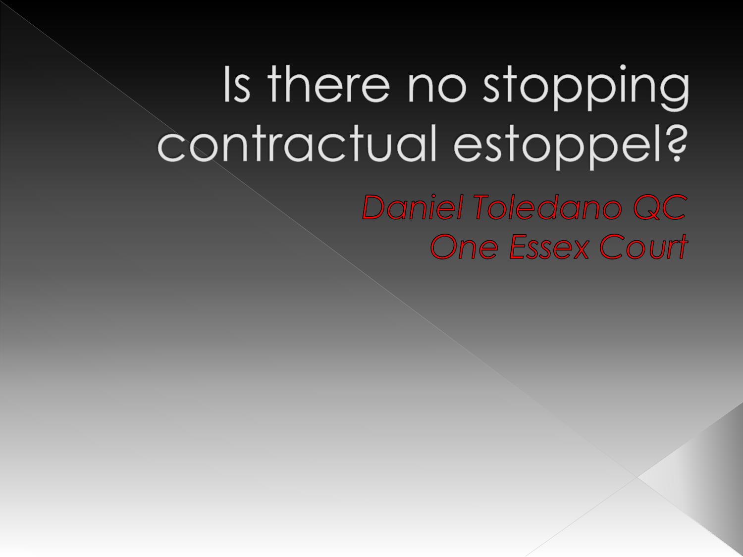# Is there no stopping contractual estoppel?

*Daniel Toledano QC*
*One Essex Court*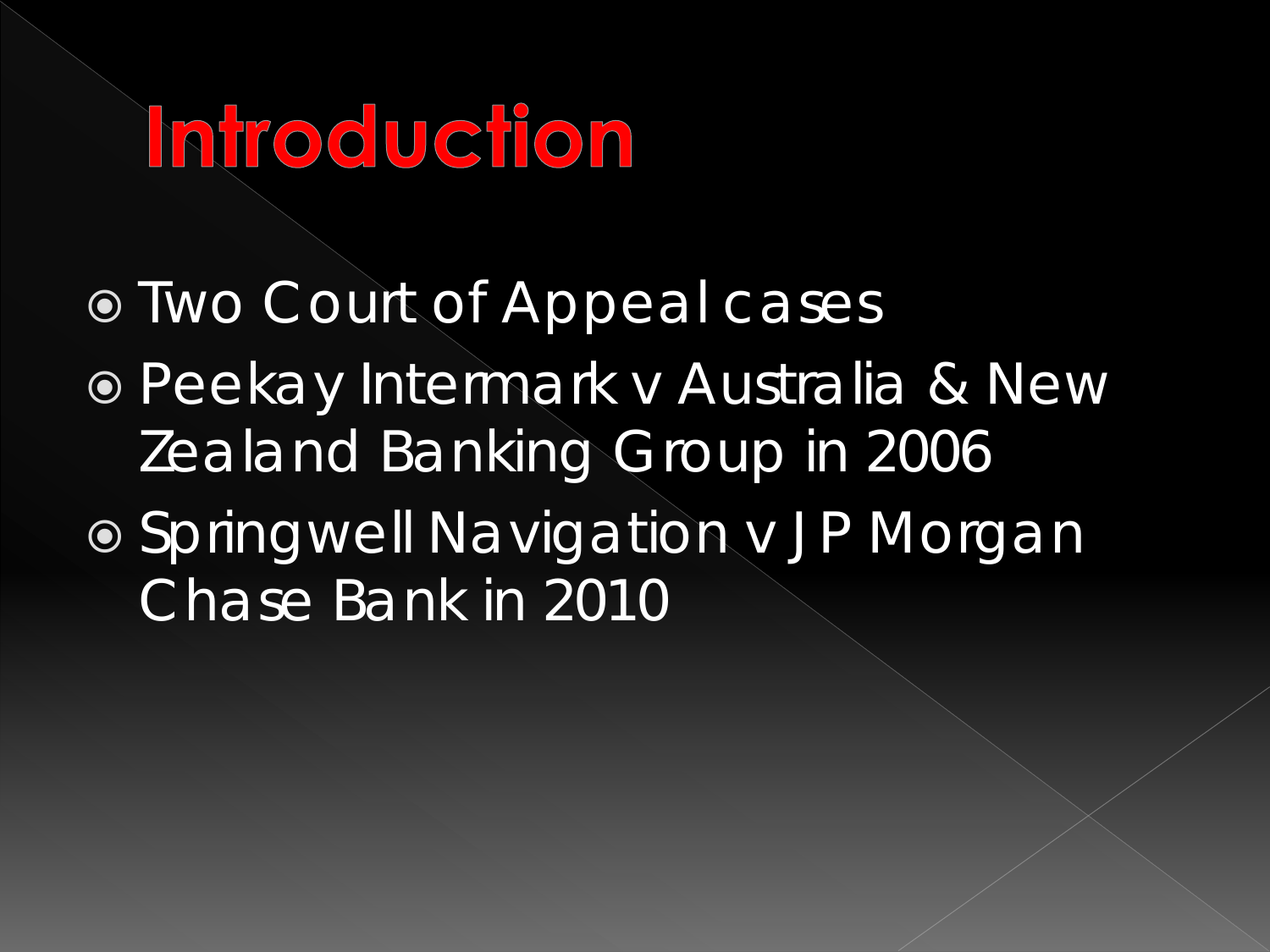# Introduction

- Two Court of Appeal cases
- Peekay Intermark v Australia & New Zealand Banking Group in 2006
- Springwell Navigation v JP Morgan Chase Bank in 2010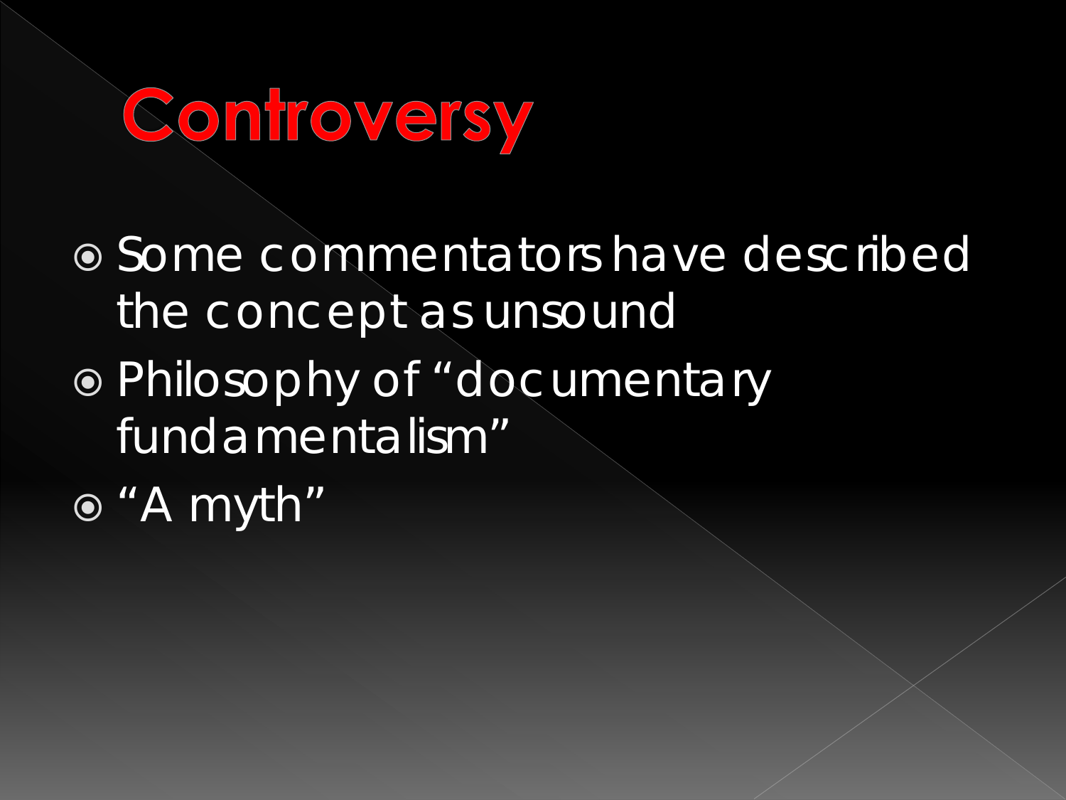# Controversy

- Some commentators have described the concept as unsound
- Philosophy of “documentary fundamentalism”
- “A myth”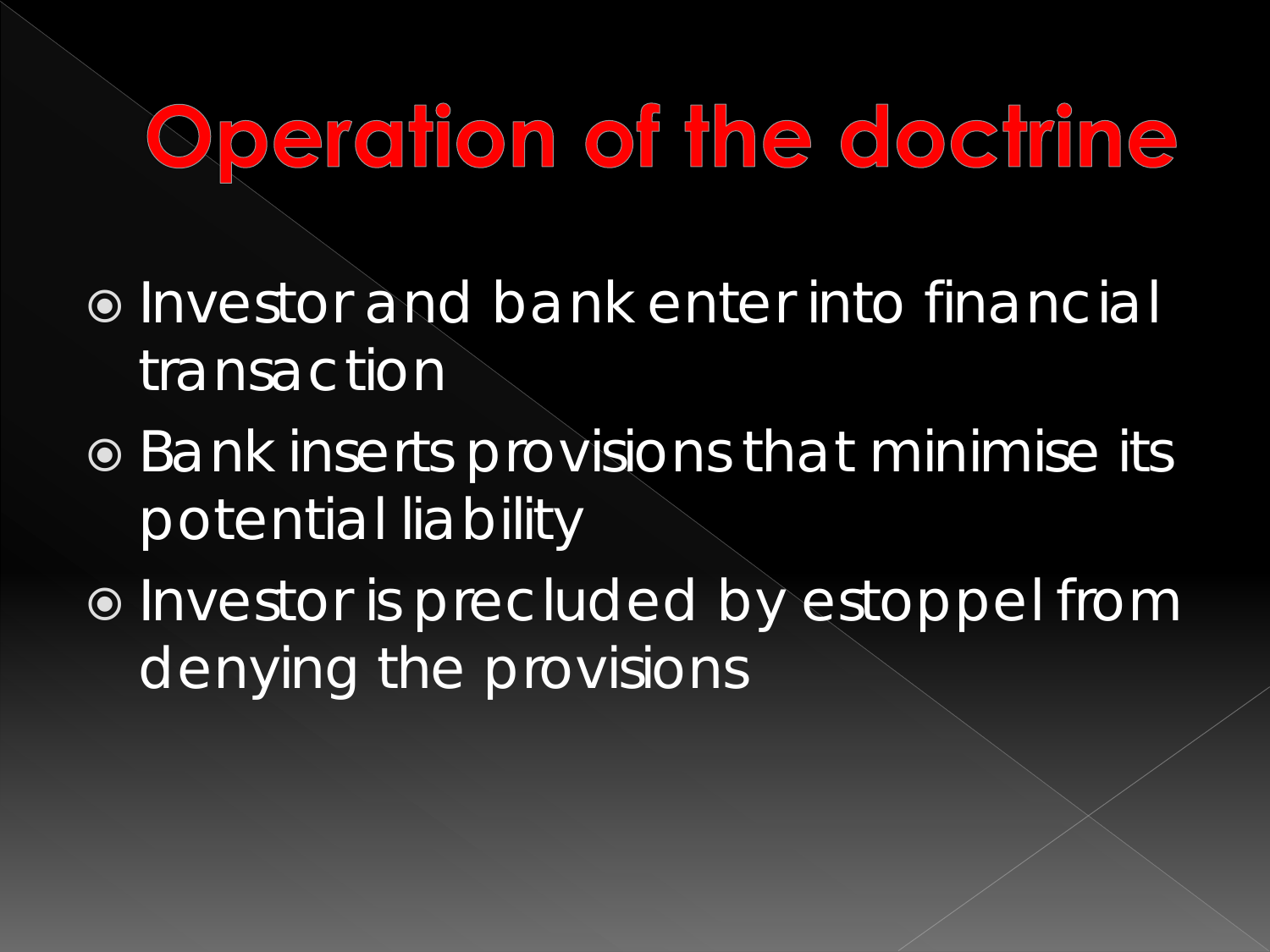# Operation of the doctrine

- Investor and bank enter into financial transaction
- Bank inserts provisions that minimise its potential liability
- Investor is precluded by estoppel from denying the provisions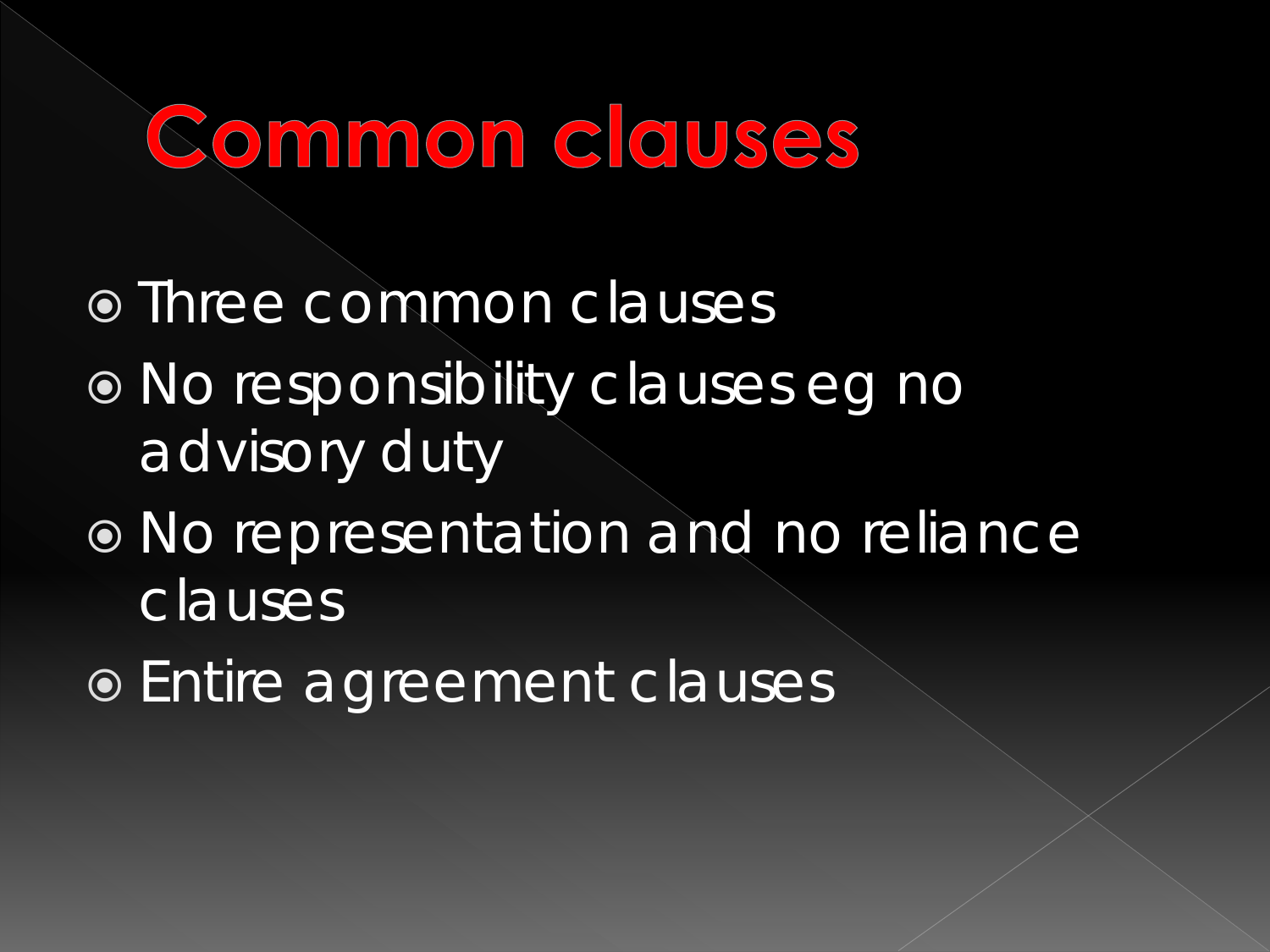# Common clauses

- Three common clauses
- No responsibility clauses eg no advisory duty
- No representation and no reliance clauses
- Entire agreement clauses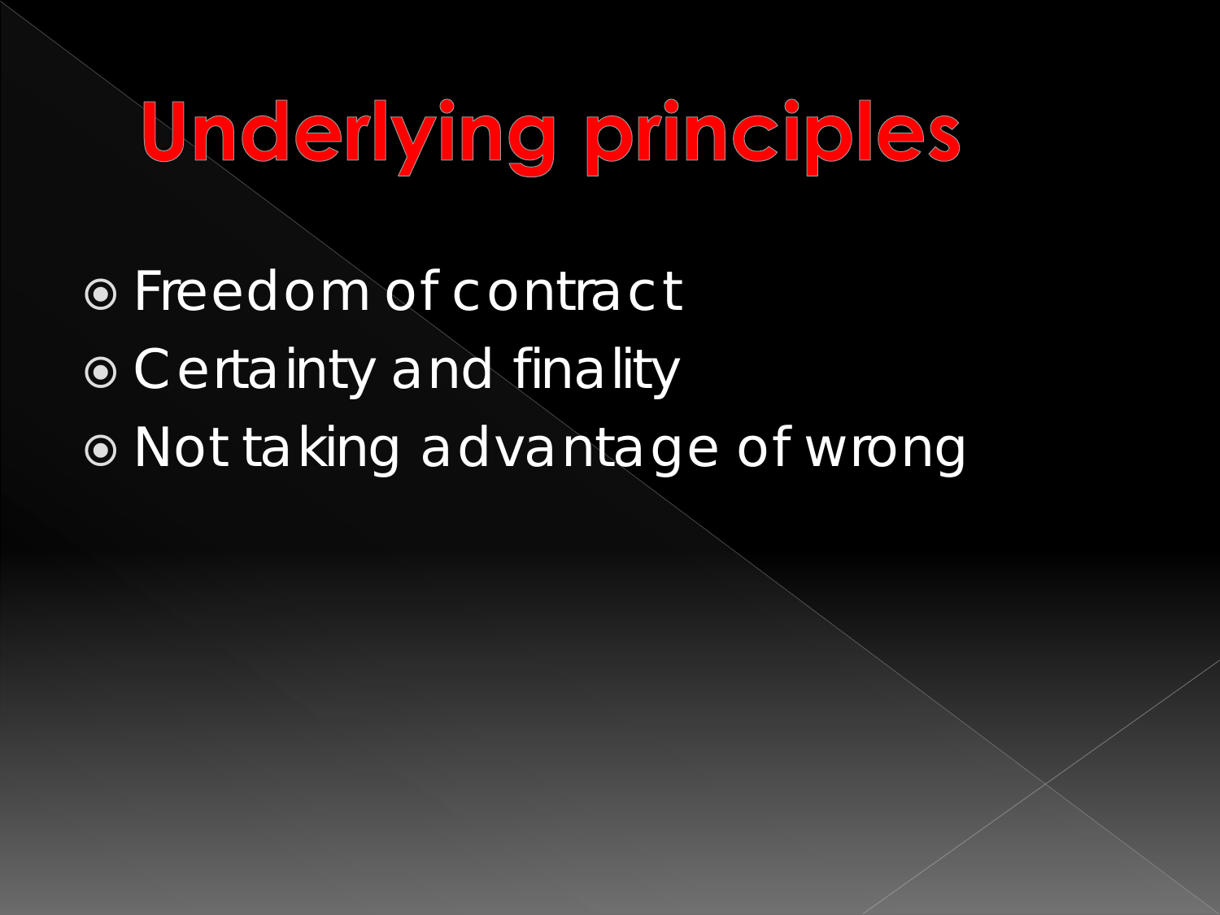# Underlying principles

- Freedom of contract
- Certainty and finality
- Not taking advantage of wrong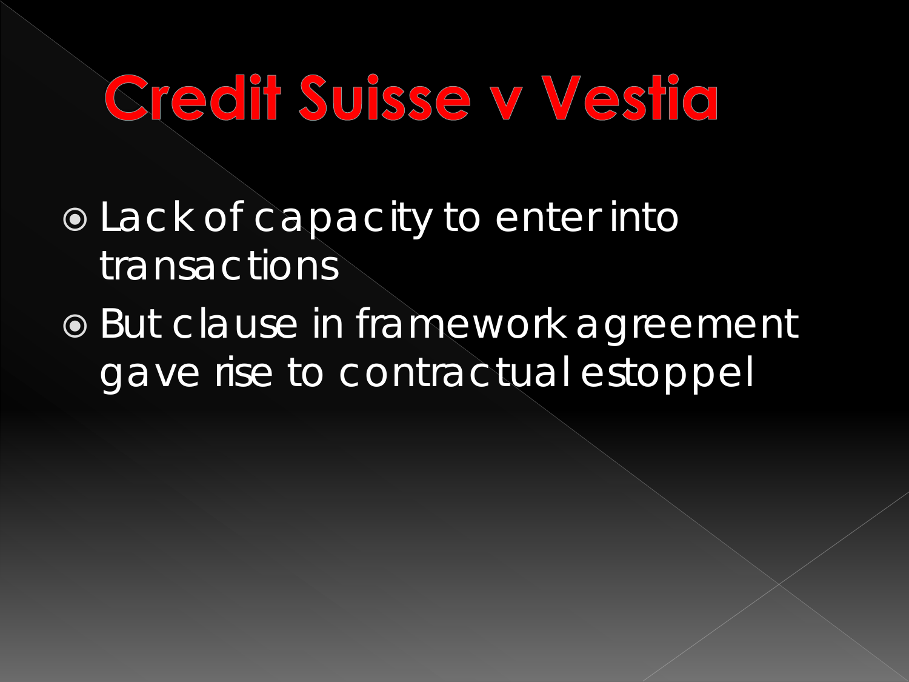# Credit Suisse v Vestia

- Lack of capacity to enter into transactions
- But clause in framework agreement gave rise to contractual estoppel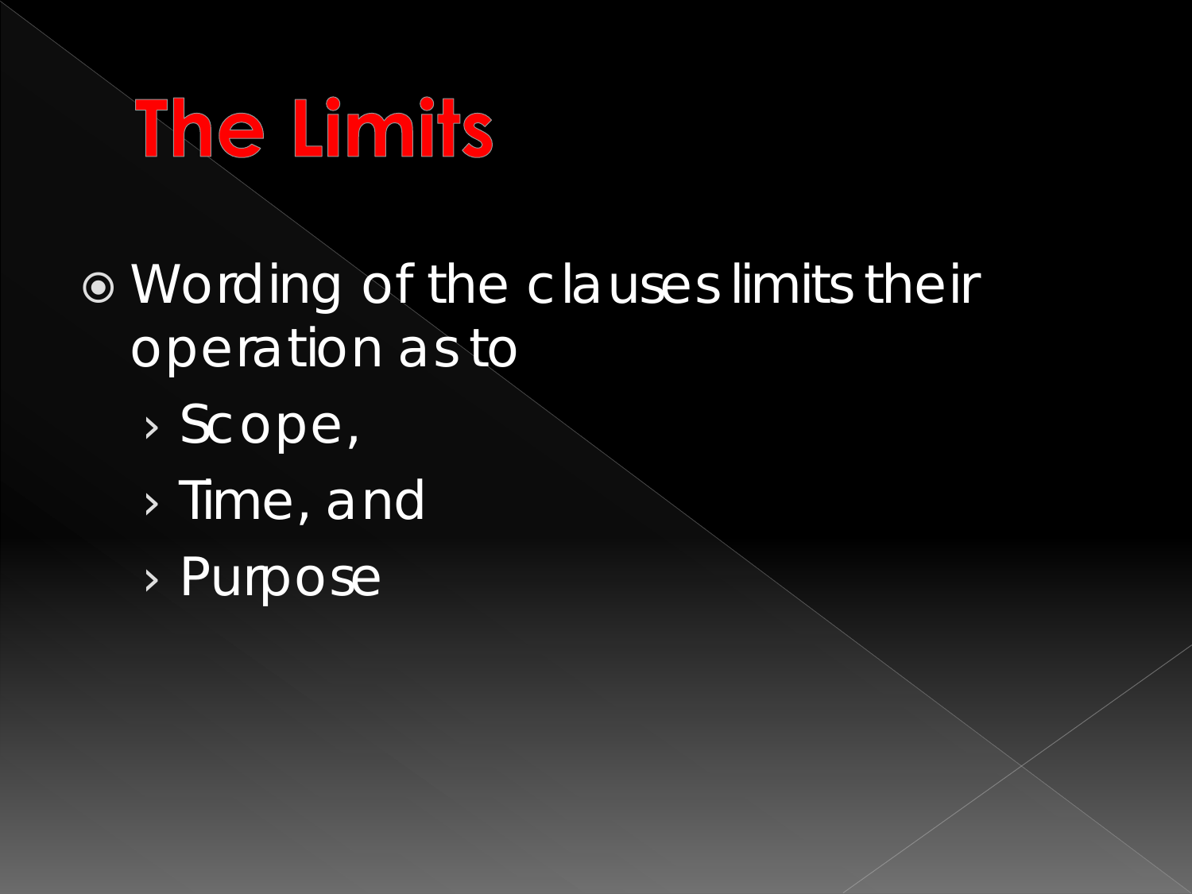# The Limits

- Wording of the clauses limits their operation as to
  - Scope,
  - Time, and
  - Purpose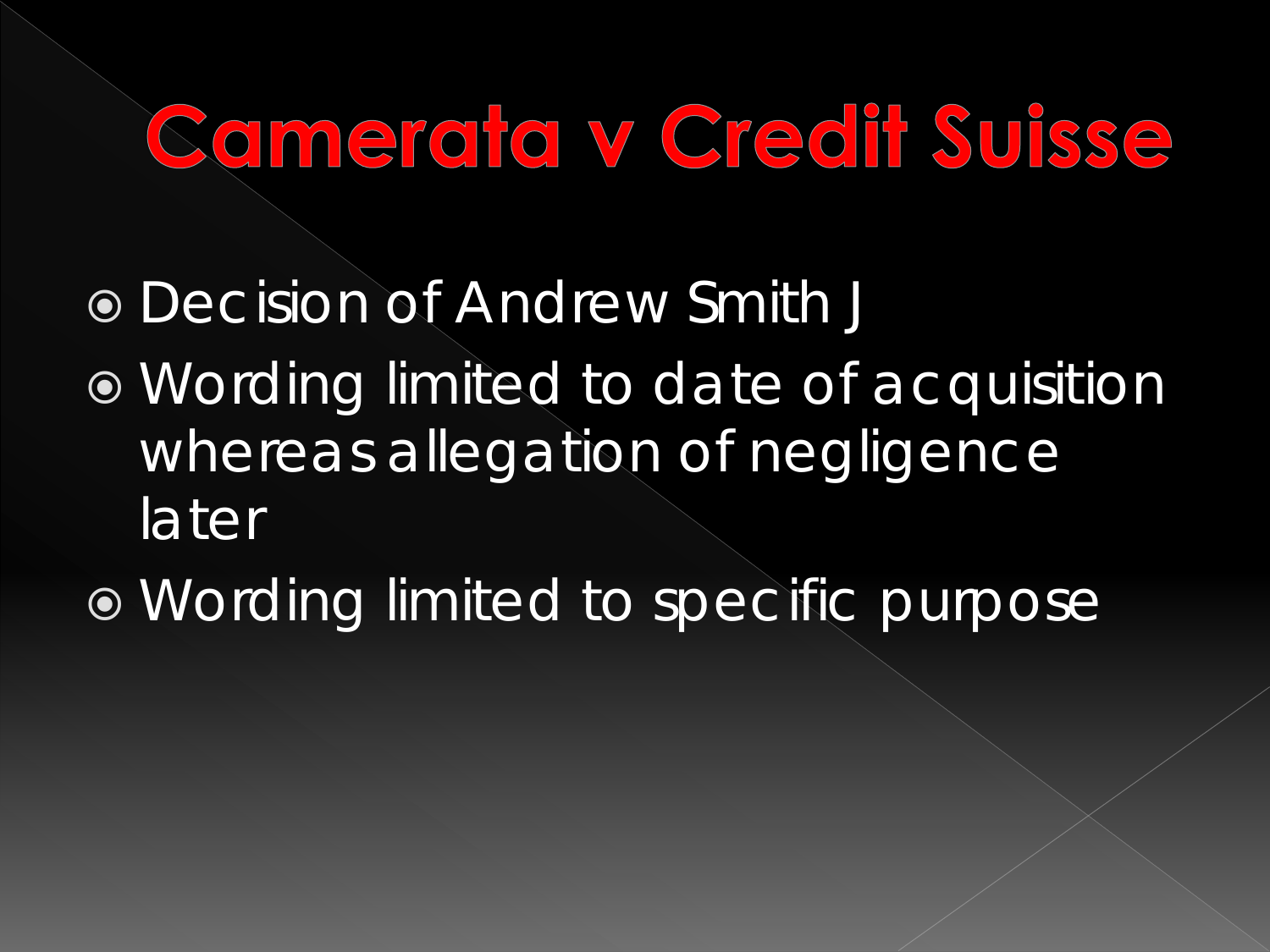# Camerata v Credit Suisse

- Decision of Andrew Smith J
- Wording limited to date of acquisition whereas allegation of negligence later
- Wording limited to specific purpose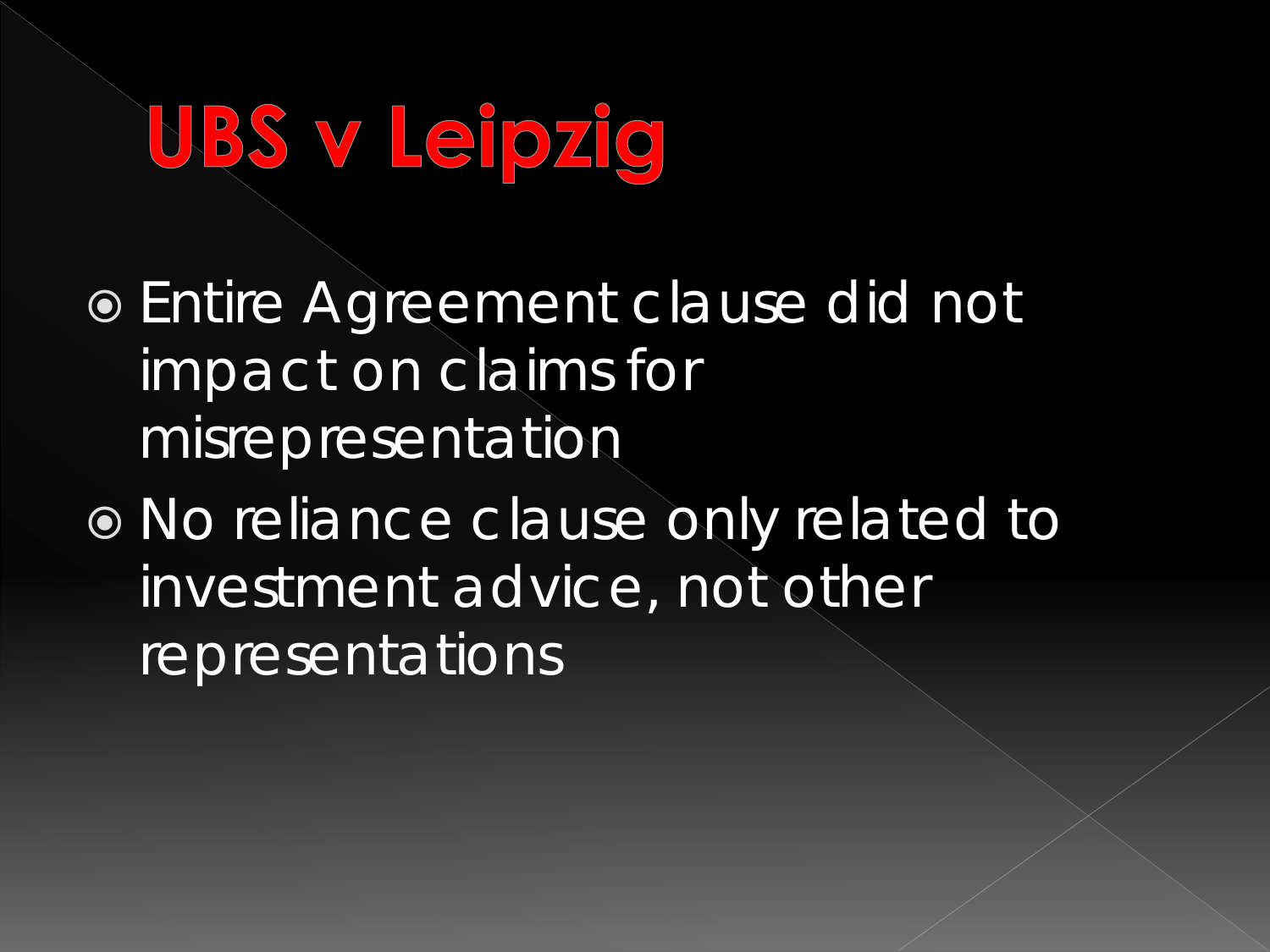# UBS v Leipzig

- Entire Agreement clause did not impact on claims for misrepresentation
- No reliance clause only related to investment advice, not other representations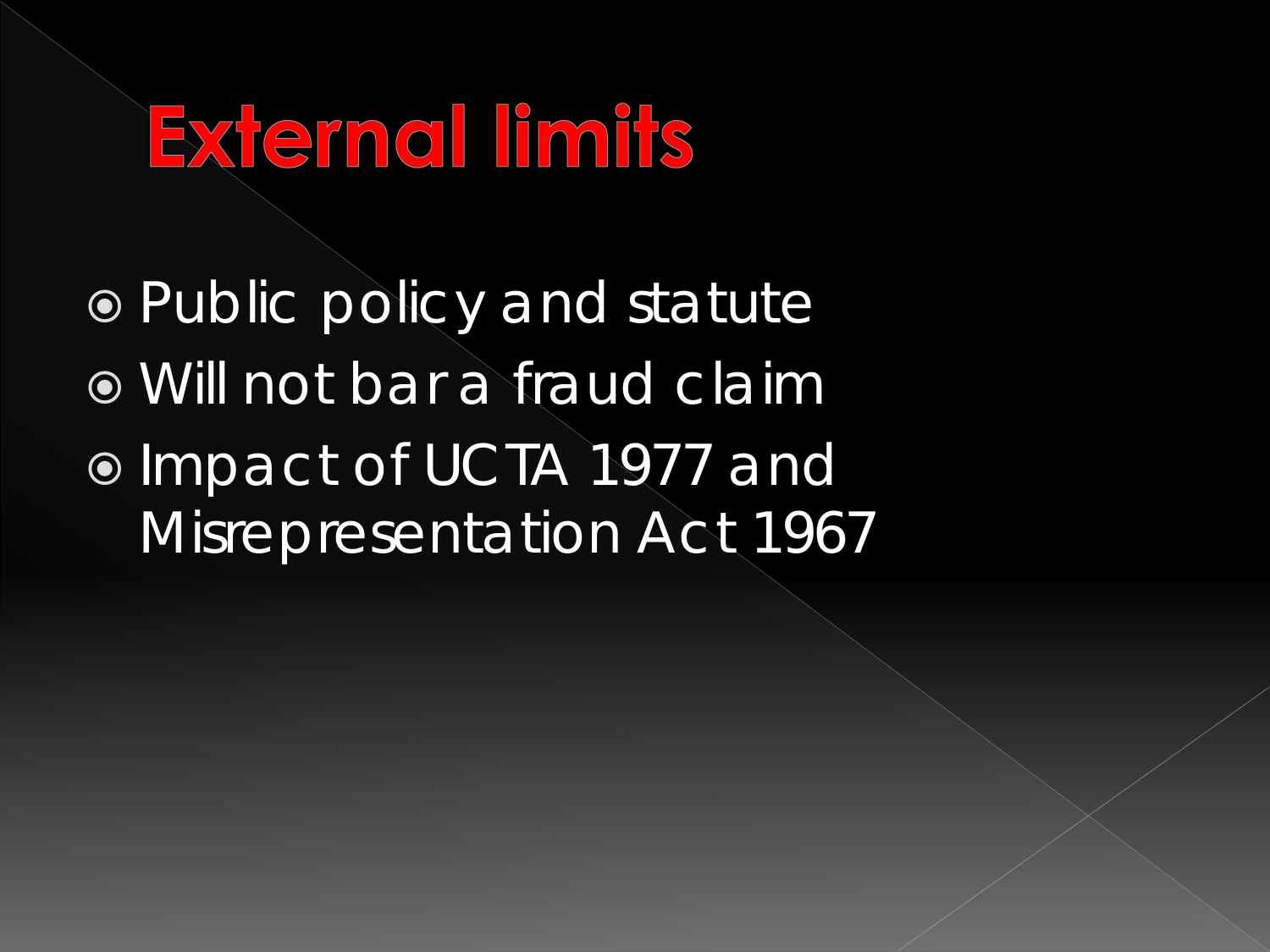# External limits

- Public policy and statute
- Will not bar a fraud claim
- Impact of UCTA 1977 and Misrepresentation Act 1967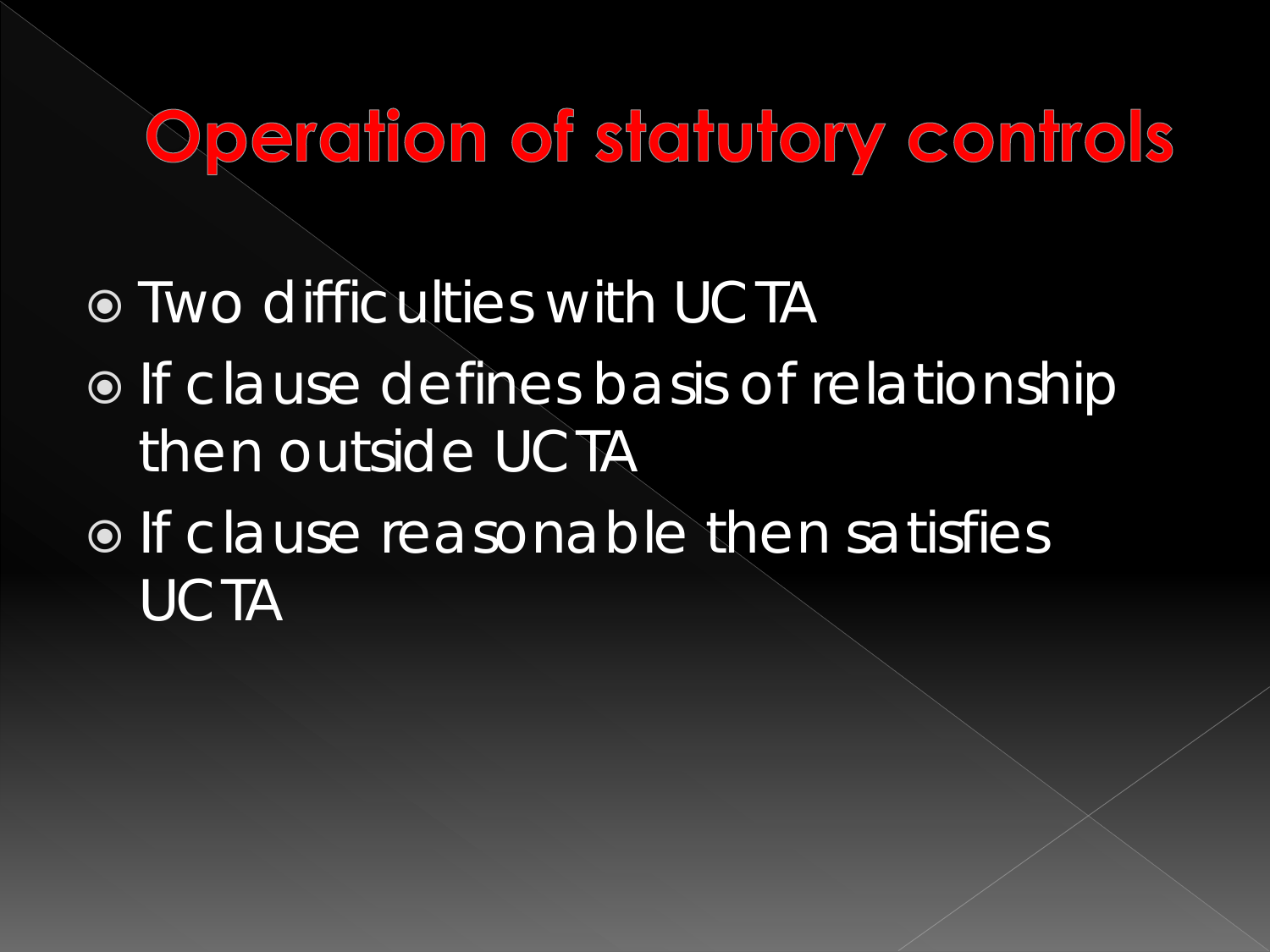# Operation of statutory controls

- Two difficulties with UCTA
- If clause defines basis of relationship then outside UCTA
- If clause reasonable then satisfies UCTA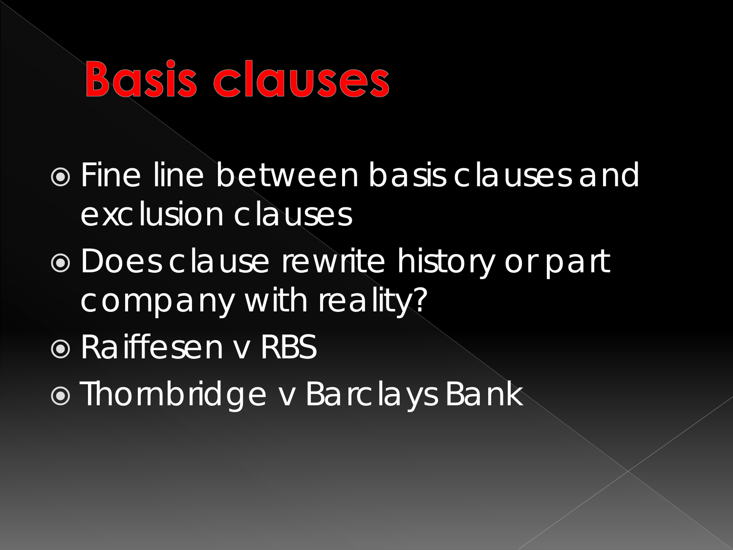# Basis clauses

- Fine line between basis clauses and exclusion clauses
- Does clause rewrite history or part company with reality?
- Raiffesen v RBS
- Thornbridge v Barclays Bank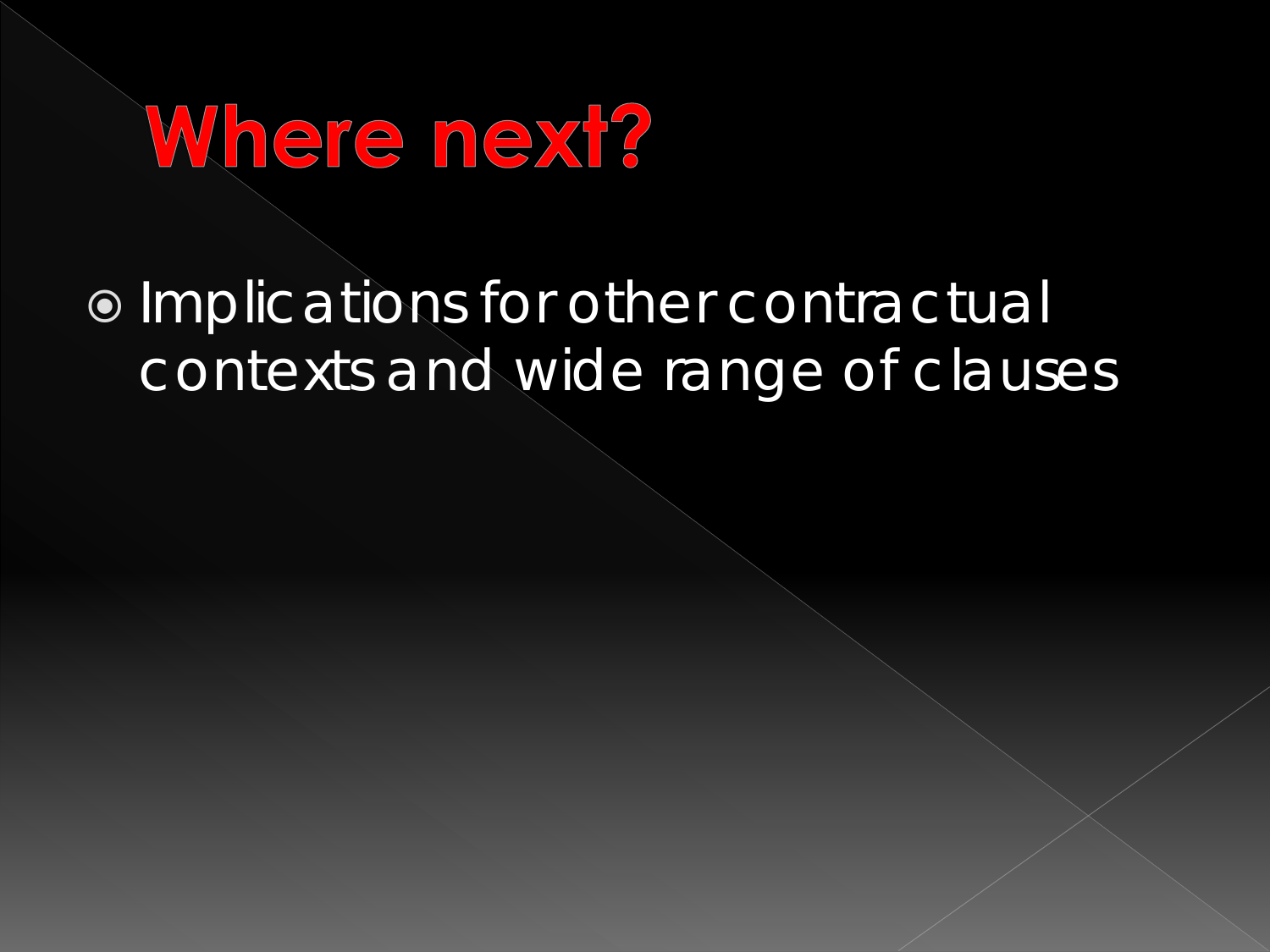# Where next?

- Implications for other contractual contexts and wide range of clauses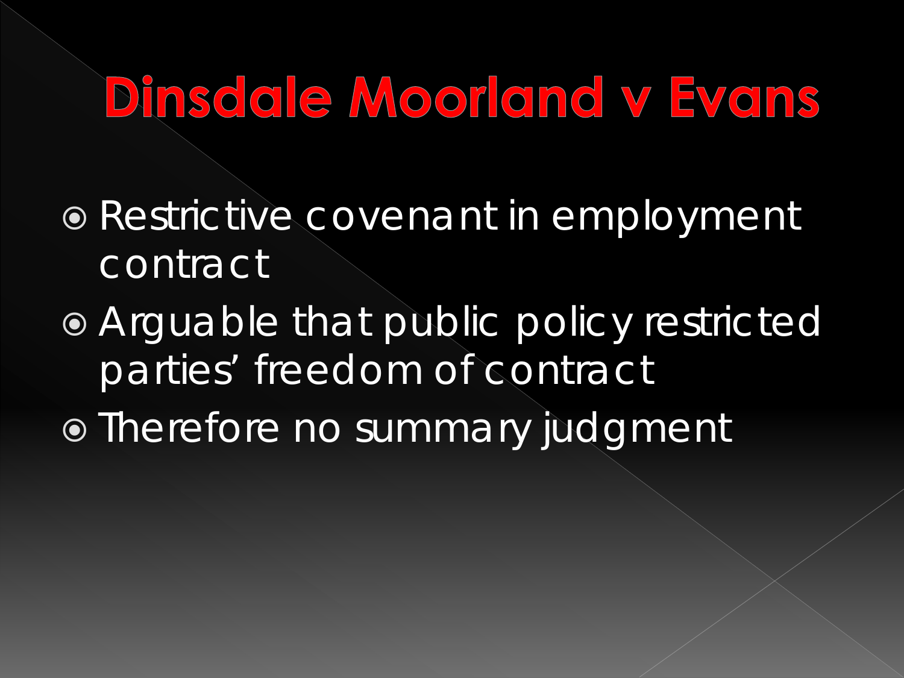# Dinsdale Moorland v Evans

- Restrictive covenant in employment contract
- Arguable that public policy restricted parties' freedom of contract
- Therefore no summary judgment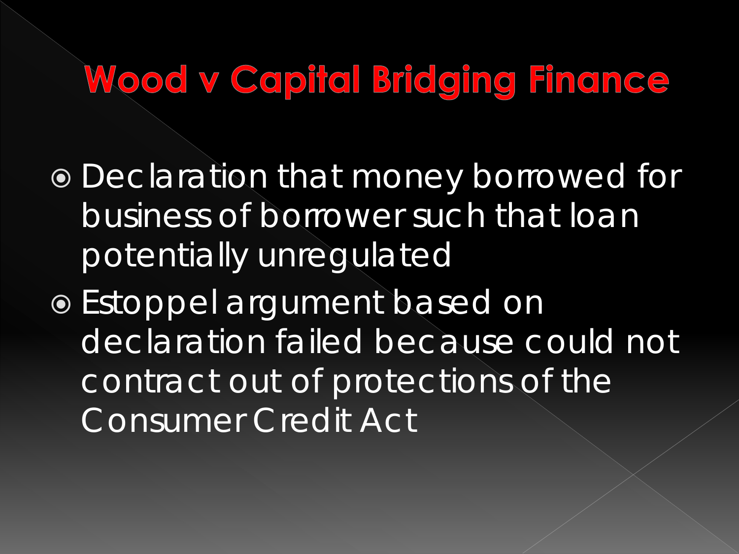# Wood v Capital Bridging Finance

- Declaration that money borrowed for business of borrower such that loan potentially unregulated
- Estoppel argument based on declaration failed because could not contract out of protections of the Consumer Credit Act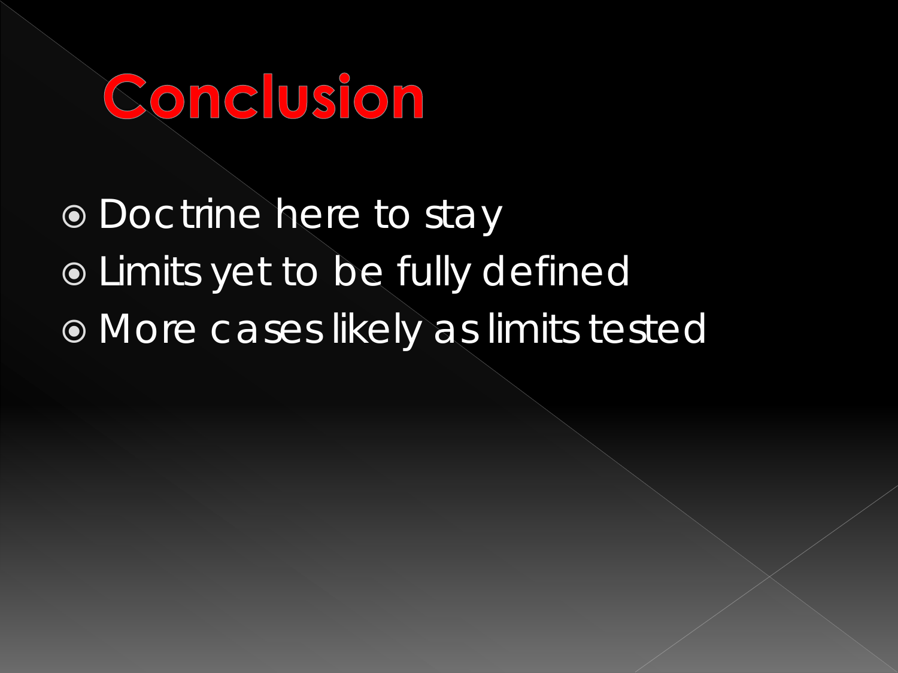# Conclusion

- Doctrine here to stay
- Limits yet to be fully defined
- More cases likely as limits tested